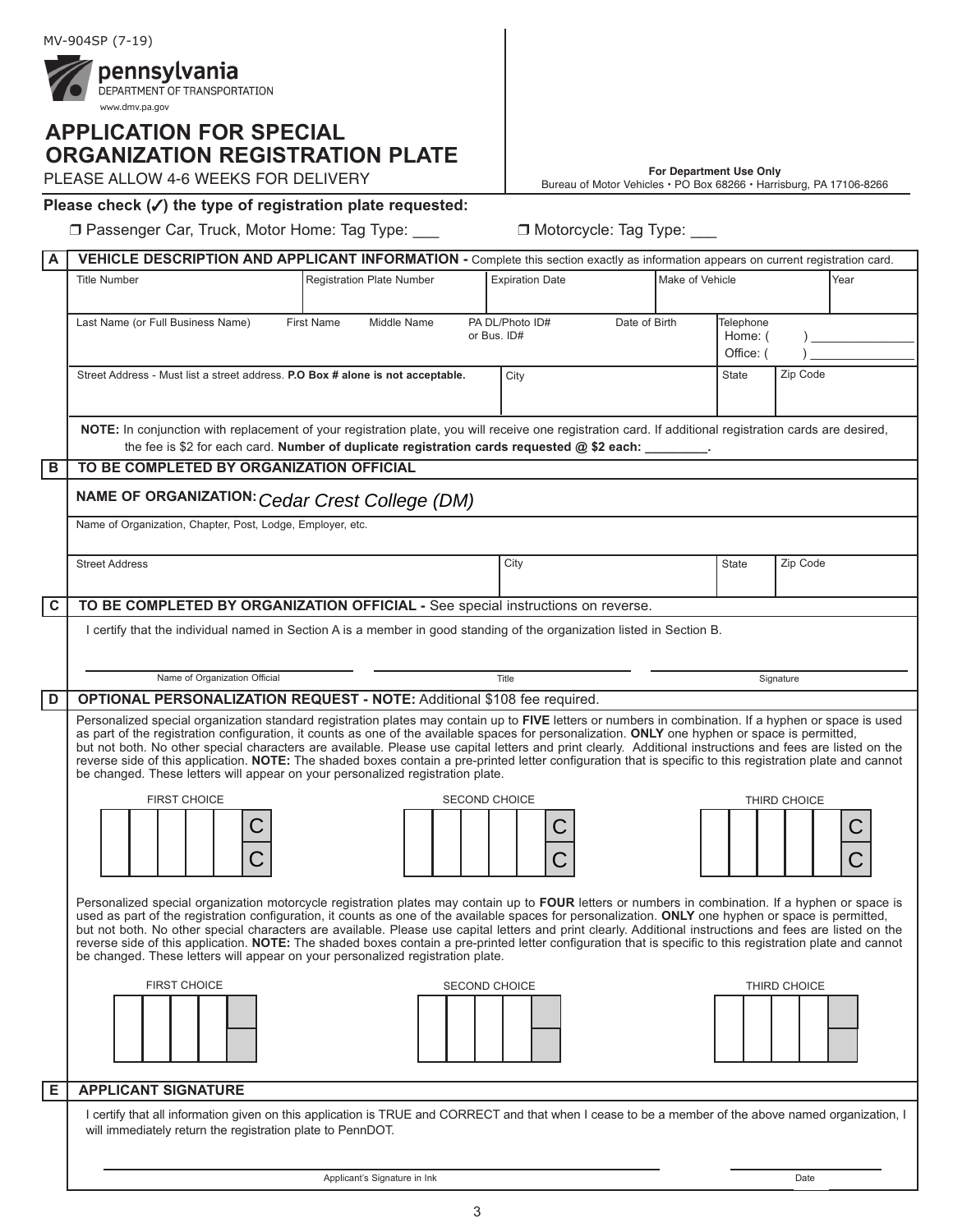MV-904SP (7-19)

pennsylvania
DEPARTMENT OF TRANSPORTATION
www.dmv.pa.gov

# APPLICATION FOR SPECIAL ORGANIZATION REGISTRATION PLATE

PLEASE ALLOW 4-6 WEEKS FOR DELIVERY

**For Department Use Only**
Bureau of Motor Vehicles • PO Box 68266 • Harrisburg, PA 17106-8266

**Please check (✓) the type of registration plate requested:**

❒ Passenger Car, Truck, Motor Home: Tag Type: ___ ❒ Motorcycle: Tag Type: ___

## A VEHICLE DESCRIPTION AND APPLICANT INFORMATION - Complete this section exactly as information appears on current registration card.

| Title Number | Registration Plate Number | Expiration Date | Make of Vehicle | Year |
|---|---|---|---|---|
| | | | | |

| Last Name (or Full Business Name) | First Name | Middle Name | PA DL/Photo ID# or Bus. ID# | Date of Birth | Telephone Home: ( ) Office: ( ) |
|---|---|---|---|---|---|
| | | | | | |

| Street Address - Must list a street address. **P.O Box # alone is not acceptable.** | City | State | Zip Code |
|---|---|---|---|
| | | | |

**NOTE:** In conjunction with replacement of your registration plate, you will receive one registration card. If additional registration cards are desired, the fee is $2 for each card. **Number of duplicate registration cards requested @ $2 each: _________.**

## B TO BE COMPLETED BY ORGANIZATION OFFICIAL

**NAME OF ORGANIZATION:** *Cedar Crest College (DM)*

Name of Organization, Chapter, Post, Lodge, Employer, etc.

| Street Address | City | State | Zip Code |
|---|---|---|---|
| | | | |

## C TO BE COMPLETED BY ORGANIZATION OFFICIAL - See special instructions on reverse.

I certify that the individual named in Section A is a member in good standing of the organization listed in Section B.

| Name of Organization Official | Title | Signature |
|---|---|---|
| | | |

## D OPTIONAL PERSONALIZATION REQUEST - NOTE: Additional $108 fee required.

Personalized special organization standard registration plates may contain up to **FIVE** letters or numbers in combination. If a hyphen or space is used as part of the registration configuration, it counts as one of the available spaces for personalization. **ONLY** one hyphen or space is permitted, but not both. No other special characters are available. Please use capital letters and print clearly. Additional instructions and fees are listed on the reverse side of this application. **NOTE:** The shaded boxes contain a pre-printed letter configuration that is specific to this registration plate and cannot be changed. These letters will appear on your personalized registration plate.

| FIRST CHOICE | SECOND CHOICE | THIRD CHOICE |
|---|---|---|
| _ _ _ _ _ CC | _ _ _ _ _ CC | _ _ _ _ _ CC |

Personalized special organization motorcycle registration plates may contain up to **FOUR** letters or numbers in combination. If a hyphen or space is used as part of the registration configuration, it counts as one of the available spaces for personalization. **ONLY** one hyphen or space is permitted, but not both. No other special characters are available. Please use capital letters and print clearly. Additional instructions and fees are listed on the reverse side of this application. **NOTE:** The shaded boxes contain a pre-printed letter configuration that is specific to this registration plate and cannot be changed. These letters will appear on your personalized registration plate.

| FIRST CHOICE | SECOND CHOICE | THIRD CHOICE |
|---|---|---|
| _ _ _ _ | _ _ _ _ | _ _ _ _ |

## E APPLICANT SIGNATURE

I certify that all information given on this application is TRUE and CORRECT and that when I cease to be a member of the above named organization, I will immediately return the registration plate to PennDOT.

| Applicant's Signature in Ink | Date |
|---|---|
| | |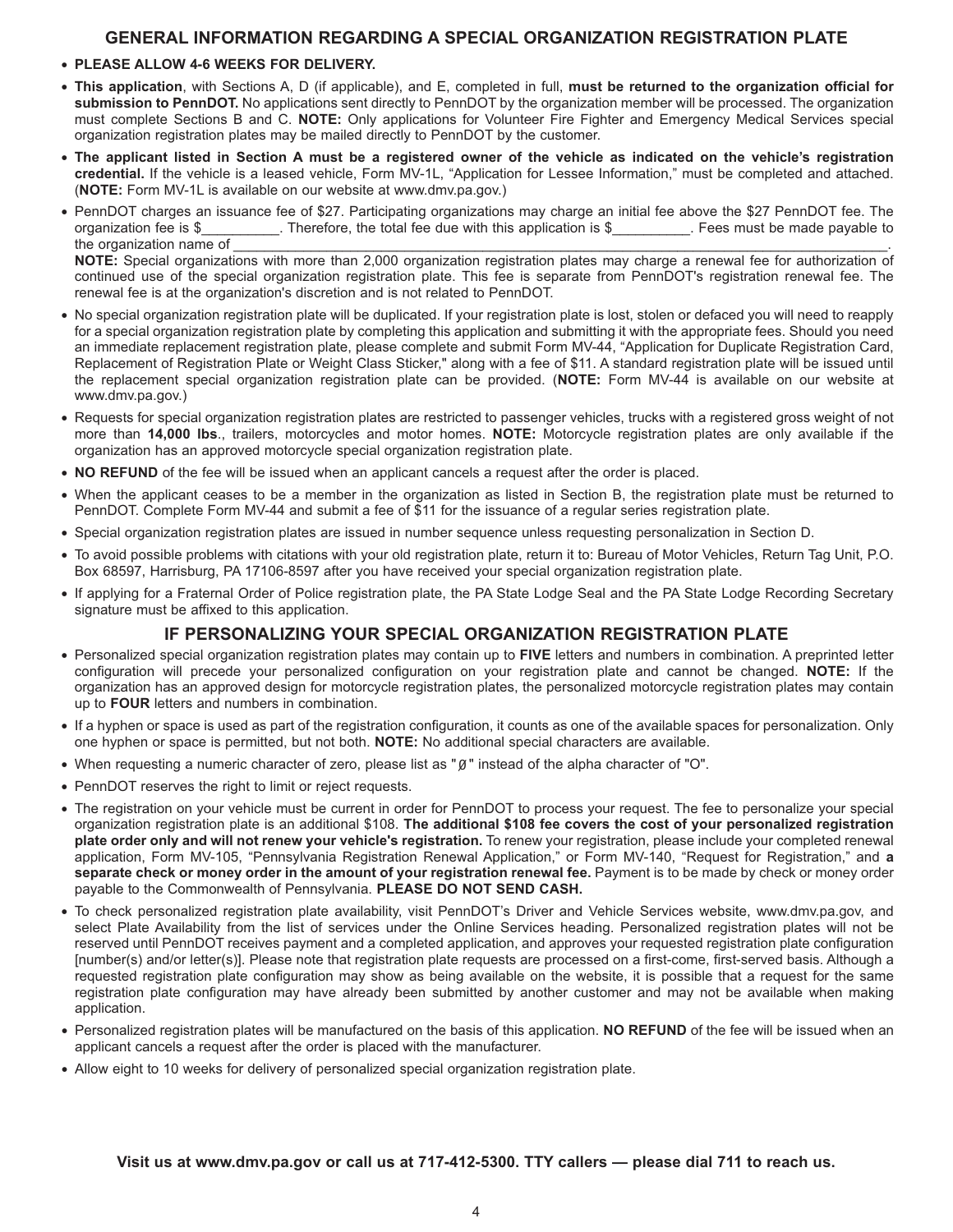## GENERAL INFORMATION REGARDING A SPECIAL ORGANIZATION REGISTRATION PLATE

- **PLEASE ALLOW 4-6 WEEKS FOR DELIVERY.**
- **This application**, with Sections A, D (if applicable), and E, completed in full, **must be returned to the organization official for submission to PennDOT.** No applications sent directly to PennDOT by the organization member will be processed. The organization must complete Sections B and C. **NOTE:** Only applications for Volunteer Fire Fighter and Emergency Medical Services special organization registration plates may be mailed directly to PennDOT by the customer.
- **The applicant listed in Section A must be a registered owner of the vehicle as indicated on the vehicle's registration credential.** If the vehicle is a leased vehicle, Form MV-1L, "Application for Lessee Information," must be completed and attached. (**NOTE:** Form MV-1L is available on our website at www.dmv.pa.gov.)
- PennDOT charges an issuance fee of $27. Participating organizations may charge an initial fee above the $27 PennDOT fee. The organization fee is $__________. Therefore, the total fee due with this application is $__________. Fees must be made payable to the organization name of ________________________________________________________________________________________.
  **NOTE:** Special organizations with more than 2,000 organization registration plates may charge a renewal fee for authorization of continued use of the special organization registration plate. This fee is separate from PennDOT's registration renewal fee. The renewal fee is at the organization's discretion and is not related to PennDOT.
- No special organization registration plate will be duplicated. If your registration plate is lost, stolen or defaced you will need to reapply for a special organization registration plate by completing this application and submitting it with the appropriate fees. Should you need an immediate replacement registration plate, please complete and submit Form MV-44, "Application for Duplicate Registration Card, Replacement of Registration Plate or Weight Class Sticker," along with a fee of $11. A standard registration plate will be issued until the replacement special organization registration plate can be provided. (**NOTE:** Form MV-44 is available on our website at www.dmv.pa.gov.)
- Requests for special organization registration plates are restricted to passenger vehicles, trucks with a registered gross weight of not more than **14,000 lbs**., trailers, motorcycles and motor homes. **NOTE:** Motorcycle registration plates are only available if the organization has an approved motorcycle special organization registration plate.
- **NO REFUND** of the fee will be issued when an applicant cancels a request after the order is placed.
- When the applicant ceases to be a member in the organization as listed in Section B, the registration plate must be returned to PennDOT. Complete Form MV-44 and submit a fee of $11 for the issuance of a regular series registration plate.
- Special organization registration plates are issued in number sequence unless requesting personalization in Section D.
- To avoid possible problems with citations with your old registration plate, return it to: Bureau of Motor Vehicles, Return Tag Unit, P.O. Box 68597, Harrisburg, PA 17106-8597 after you have received your special organization registration plate.
- If applying for a Fraternal Order of Police registration plate, the PA State Lodge Seal and the PA State Lodge Recording Secretary signature must be affixed to this application.

## IF PERSONALIZING YOUR SPECIAL ORGANIZATION REGISTRATION PLATE

- Personalized special organization registration plates may contain up to **FIVE** letters and numbers in combination. A preprinted letter configuration will precede your personalized configuration on your registration plate and cannot be changed. **NOTE:** If the organization has an approved design for motorcycle registration plates, the personalized motorcycle registration plates may contain up to **FOUR** letters and numbers in combination.
- If a hyphen or space is used as part of the registration configuration, it counts as one of the available spaces for personalization. Only one hyphen or space is permitted, but not both. **NOTE:** No additional special characters are available.
- When requesting a numeric character of zero, please list as "Ø" instead of the alpha character of "O".
- PennDOT reserves the right to limit or reject requests.
- The registration on your vehicle must be current in order for PennDOT to process your request. The fee to personalize your special organization registration plate is an additional $108. **The additional $108 fee covers the cost of your personalized registration plate order only and will not renew your vehicle's registration.** To renew your registration, please include your completed renewal application, Form MV-105, "Pennsylvania Registration Renewal Application," or Form MV-140, "Request for Registration," and **a separate check or money order in the amount of your registration renewal fee.** Payment is to be made by check or money order payable to the Commonwealth of Pennsylvania. **PLEASE DO NOT SEND CASH.**
- To check personalized registration plate availability, visit PennDOT's Driver and Vehicle Services website, www.dmv.pa.gov, and select Plate Availability from the list of services under the Online Services heading. Personalized registration plates will not be reserved until PennDOT receives payment and a completed application, and approves your requested registration plate configuration [number(s) and/or letter(s)]. Please note that registration plate requests are processed on a first-come, first-served basis. Although a requested registration plate configuration may show as being available on the website, it is possible that a request for the same registration plate configuration may have already been submitted by another customer and may not be available when making application.
- Personalized registration plates will be manufactured on the basis of this application. **NO REFUND** of the fee will be issued when an applicant cancels a request after the order is placed with the manufacturer.
- Allow eight to 10 weeks for delivery of personalized special organization registration plate.

**Visit us at www.dmv.pa.gov or call us at 717-412-5300. TTY callers — please dial 711 to reach us.**